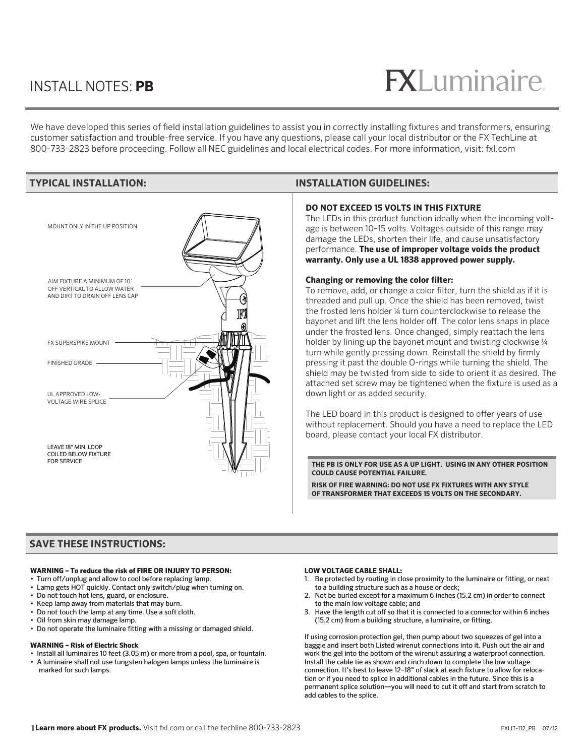# INSTALL NOTES: **PB**

FXLuminaire

We have developed this series of field installation guidelines to assist you in correctly installing fixtures and transformers, ensuring customer satisfaction and trouble-free service. If you have any questions, please call your local distributor or the FX TechLine at 800-733-2823 before proceeding. Follow all NEC guidelines and local electrical codes. For more information, visit: fxl.com

## TYPICAL INSTALLATION:

MOUNT ONLY IN THE UP POSITION

AIM FIXTURE A MINIMUM OF 10˚ OFF VERTICAL TO ALLOW WATER AND DIRT TO DRAIN OFF LENS CAP

FX SUPERSPIKE MOUNT

FINISHED GRADE

UL APPROVED LOW-VOLTAGE WIRE SPLICE

LEAVE 18" MIN. LOOP COILED BELOW FIXTURE FOR SERVICE

## INSTALLATION GUIDELINES:

**DO NOT EXCEED 15 VOLTS IN THIS FIXTURE**

The LEDs in this product function ideally when the incoming voltage is between 10–15 volts. Voltages outside of this range may damage the LEDs, shorten their life, and cause unsatisfactory performance. **The use of improper voltage voids the product warranty. Only use a UL 1838 approved power supply.**

**Changing or removing the color filter:**

To remove, add, or change a color filter, turn the shield as if it is threaded and pull up. Once the shield has been removed, twist the frosted lens holder ¼ turn counterclockwise to release the bayonet and lift the lens holder off. The color lens snaps in place under the frosted lens. Once changed, simply reattach the lens holder by lining up the bayonet mount and twisting clockwise ¼ turn while gently pressing down. Reinstall the shield by firmly pressing it past the double O-rings while turning the shield. The shield may be twisted from side to side to orient it as desired. The attached set screw may be tightened when the fixture is used as a down light or as added security.

The LED board in this product is designed to offer years of use without replacement. Should you have a need to replace the LED board, please contact your local FX distributor.

**THE PB IS ONLY FOR USE AS A UP LIGHT. USING IN ANY OTHER POSITION COULD CAUSE POTENTIAL FAILURE.**

**RISK OF FIRE WARNING: DO NOT USE FX FIXTURES WITH ANY STYLE OF TRANSFORMER THAT EXCEEDS 15 VOLTS ON THE SECONDARY.**

## SAVE THESE INSTRUCTIONS:

**WARNING – To reduce the risk of FIRE OR INJURY TO PERSON:**

- Turn off/unplug and allow to cool before replacing lamp.
- Lamp gets HOT quickly. Contact only switch/plug when turning on.
- Do not touch hot lens, guard, or enclosure.
- Keep lamp away from materials that may burn.
- Do not touch the lamp at any time. Use a soft cloth.
- Oil from skin may damage lamp.
- Do not operate the luminaire fitting with a missing or damaged shield.

**WARNING – Risk of Electric Shock**

- Install all luminaires 10 feet (3.05 m) or more from a pool, spa, or fountain.
- A luminaire shall not use tungsten halogen lamps unless the luminaire is marked for such lamps.

**LOW VOLTAGE CABLE SHALL:**

1. Be protected by routing in close proximity to the luminaire or fitting, or next to a building structure such as a house or deck;
2. Not be buried except for a maximum 6 inches (15.2 cm) in order to connect to the main low voltage cable; and
3. Have the length cut off so that it is connected to a connector within 6 inches (15.2 cm) from a building structure, a luminaire, or fitting.

If using corrosion protection gel, then pump about two squeezes of gel into a baggie and insert both Listed wirenut connections into it. Push out the air and work the gel into the bottom of the wirenut assuring a waterproof connection. Install the cable tie as shown and cinch down to complete the low voltage connection. It's best to leave 12–18" of slack at each fixture to allow for relocation or if you need to splice in additional cables in the future. Since this is a permanent splice solution—you will need to cut it off and start from scratch to add cables to the splice.

**Learn more about FX products.** Visit fxl.com or call the techline 800-733-2823

FXLIT-112_PB 07/12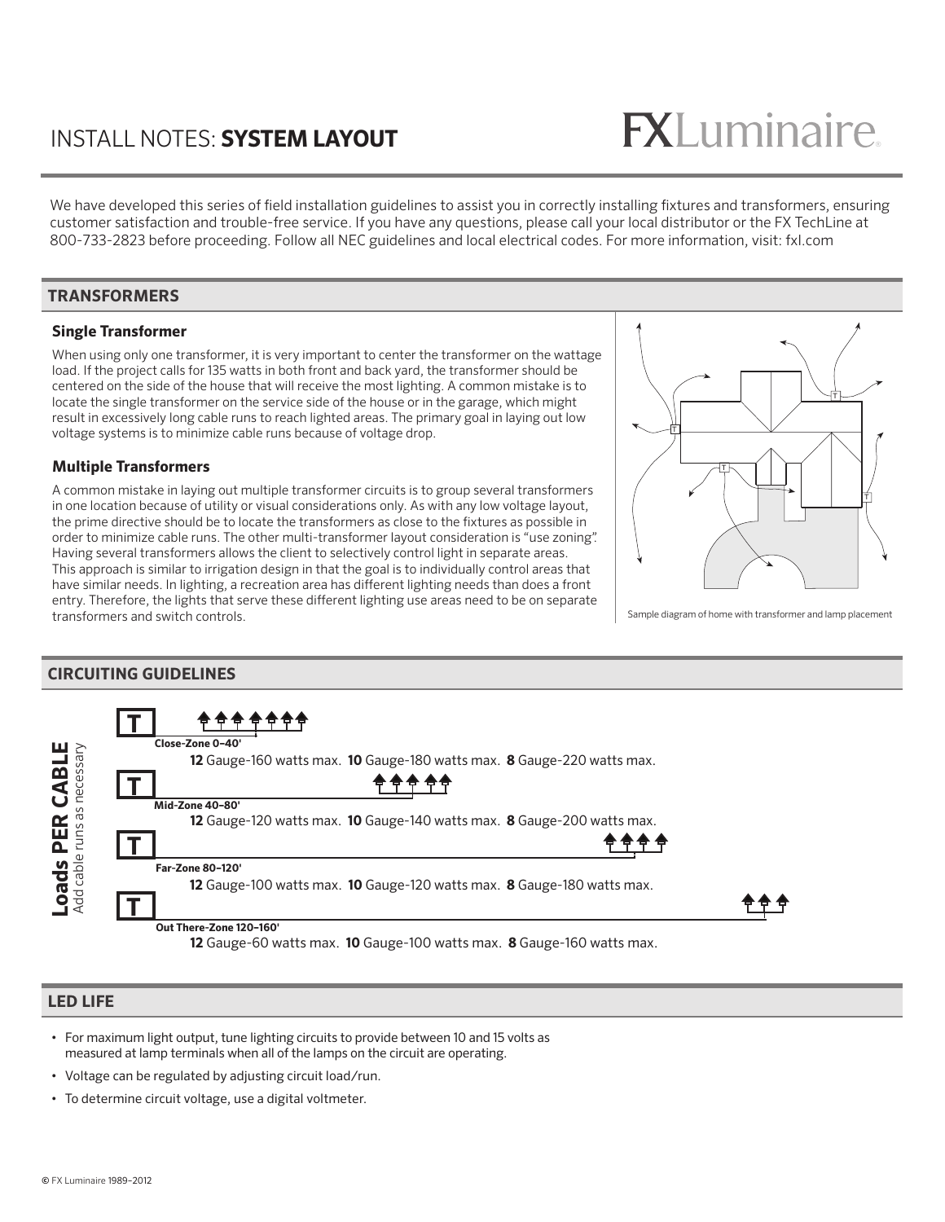# INSTALL NOTES: **SYSTEM LAYOUT**

FXLuminaire

We have developed this series of field installation guidelines to assist you in correctly installing fixtures and transformers, ensuring customer satisfaction and trouble-free service. If you have any questions, please call your local distributor or the FX TechLine at 800-733-2823 before proceeding. Follow all NEC guidelines and local electrical codes. For more information, visit: fxl.com

## TRANSFORMERS

### Single Transformer

When using only one transformer, it is very important to center the transformer on the wattage load. If the project calls for 135 watts in both front and back yard, the transformer should be centered on the side of the house that will receive the most lighting. A common mistake is to locate the single transformer on the service side of the house or in the garage, which might result in excessively long cable runs to reach lighted areas. The primary goal in laying out low voltage systems is to minimize cable runs because of voltage drop.

### Multiple Transformers

A common mistake in laying out multiple transformer circuits is to group several transformers in one location because of utility or visual considerations only. As with any low voltage layout, the prime directive should be to locate the transformers as close to the fixtures as possible in order to minimize cable runs. The other multi-transformer layout consideration is "use zoning". Having several transformers allows the client to selectively control light in separate areas. This approach is similar to irrigation design in that the goal is to individually control areas that have similar needs. In lighting, a recreation area has different lighting needs than does a front entry. Therefore, the lights that serve these different lighting use areas need to be on separate transformers and switch controls.

Sample diagram of home with transformer and lamp placement

## CIRCUITING GUIDELINES

**Loads PER CABLE**
Add cable runs as necessary

**Close-Zone 0–40'**
**12** Gauge-160 watts max. **10** Gauge-180 watts max. **8** Gauge-220 watts max.

**Mid-Zone 40–80'**
**12** Gauge-120 watts max. **10** Gauge-140 watts max. **8** Gauge-200 watts max.

**Far-Zone 80–120'**
**12** Gauge-100 watts max. **10** Gauge-120 watts max. **8** Gauge-180 watts max.

**Out There-Zone 120–160'**
**12** Gauge-60 watts max. **10** Gauge-100 watts max. **8** Gauge-160 watts max.

## LED LIFE

- For maximum light output, tune lighting circuits to provide between 10 and 15 volts as measured at lamp terminals when all of the lamps on the circuit are operating.
- Voltage can be regulated by adjusting circuit load/run.
- To determine circuit voltage, use a digital voltmeter.

© FX Luminaire 1989–2012